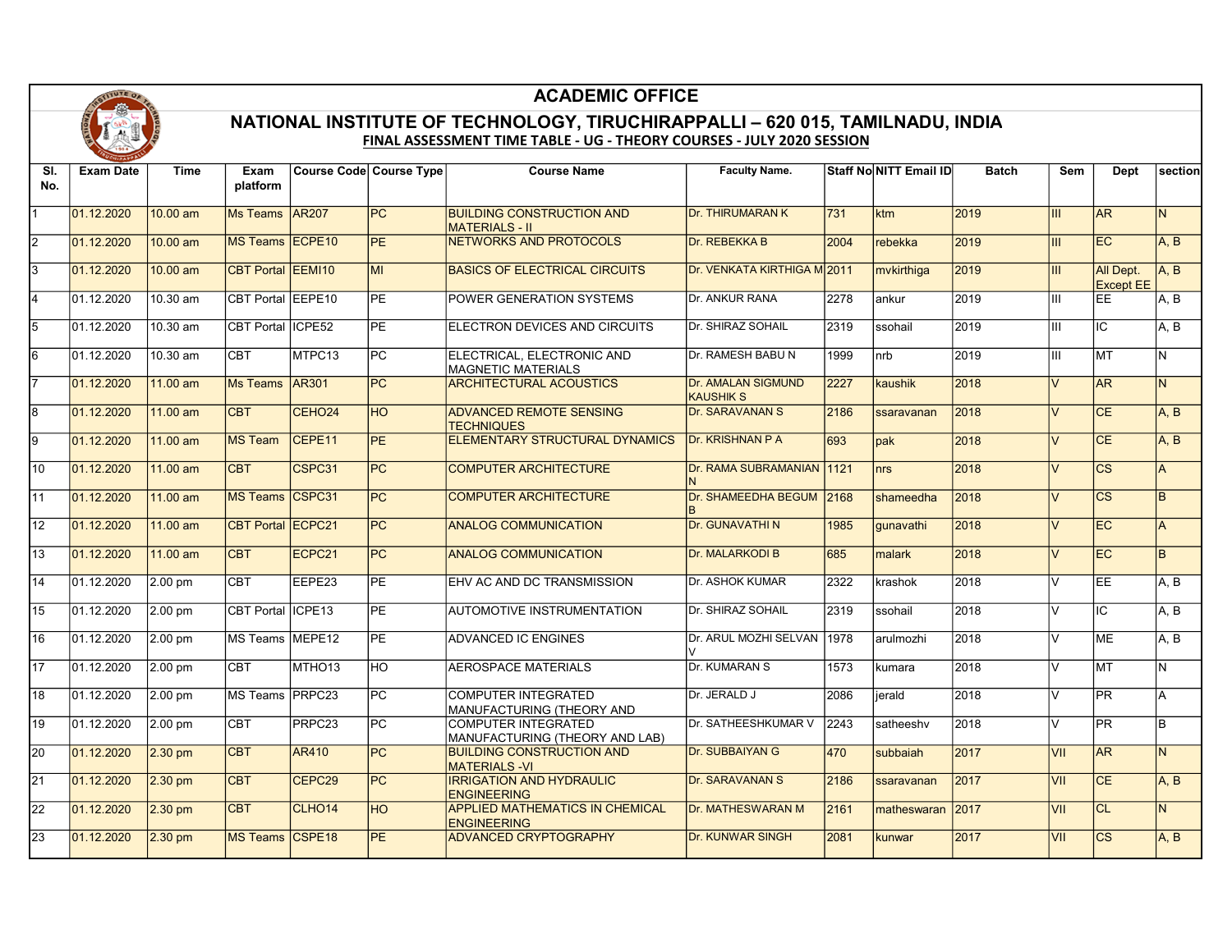# ACADEMIC OFFICE

## NATIONAL INSTITUTE OF TECHNOLOGY, TIRUCHIRAPPALLI – 620 015, TAMILNADU, INDIA

### FINAL ASSESSMENT TIME TABLE - UG - THEORY COURSES - JULY 2020 SESSION

| Sl. No. | Exam Date | Time | Exam platform | Course Code | Course Type | Course Name | Faculty Name. | Staff No | NITT Email ID | Batch | Sem | Dept | section |
|---|---|---|---|---|---|---|---|---|---|---|---|---|---|
| 1 | 01.12.2020 | 10.00 am | Ms Teams | AR207 | PC | BUILDING CONSTRUCTION AND MATERIALS - II | Dr. THIRUMARAN K | 731 | ktm | 2019 | III | AR | N |
| 2 | 01.12.2020 | 10.00 am | MS Teams | ECPE10 | PE | NETWORKS AND PROTOCOLS | Dr. REBEKKA B | 2004 | rebekka | 2019 | III | EC | A, B |
| 3 | 01.12.2020 | 10.00 am | CBT Portal | EEMI10 | MI | BASICS OF ELECTRICAL CIRCUITS | Dr. VENKATA KIRTHIGA M | 2011 | mvkirthiga | 2019 | III | All Dept. Except EE | A, B |
| 4 | 01.12.2020 | 10.30 am | CBT Portal | EEPE10 | PE | POWER GENERATION SYSTEMS | Dr. ANKUR RANA | 2278 | ankur | 2019 | III | EE | A, B |
| 5 | 01.12.2020 | 10.30 am | CBT Portal | ICPE52 | PE | ELECTRON DEVICES AND CIRCUITS | Dr. SHIRAZ SOHAIL | 2319 | ssohail | 2019 | III | IC | A, B |
| 6 | 01.12.2020 | 10.30 am | CBT | MTPC13 | PC | ELECTRICAL, ELECTRONIC AND MAGNETIC MATERIALS | Dr. RAMESH BABU N | 1999 | nrb | 2019 | III | MT | N |
| 7 | 01.12.2020 | 11.00 am | Ms Teams | AR301 | PC | ARCHITECTURAL ACOUSTICS | Dr. AMALAN SIGMUND KAUSHIK S | 2227 | kaushik | 2018 | V | AR | N |
| 8 | 01.12.2020 | 11.00 am | CBT | CEHO24 | HO | ADVANCED REMOTE SENSING TECHNIQUES | Dr. SARAVANAN S | 2186 | ssaravanan | 2018 | V | CE | A, B |
| 9 | 01.12.2020 | 11.00 am | MS Team | CEPE11 | PE | ELEMENTARY STRUCTURAL DYNAMICS | Dr. KRISHNAN P A | 693 | pak | 2018 | V | CE | A, B |
| 10 | 01.12.2020 | 11.00 am | CBT | CSPC31 | PC | COMPUTER ARCHITECTURE | Dr. RAMA SUBRAMANIAN N | 1121 | nrs | 2018 | V | CS | A |
| 11 | 01.12.2020 | 11.00 am | MS Teams | CSPC31 | PC | COMPUTER ARCHITECTURE | Dr. SHAMEEDHA BEGUM B | 2168 | shameedha | 2018 | V | CS | B |
| 12 | 01.12.2020 | 11.00 am | CBT Portal | ECPC21 | PC | ANALOG COMMUNICATION | Dr. GUNAVATHI N | 1985 | gunavathi | 2018 | V | EC | A |
| 13 | 01.12.2020 | 11.00 am | CBT | ECPC21 | PC | ANALOG COMMUNICATION | Dr. MALARKODI B | 685 | malark | 2018 | V | EC | B |
| 14 | 01.12.2020 | 2.00 pm | CBT | EEPE23 | PE | EHV AC AND DC TRANSMISSION | Dr. ASHOK KUMAR | 2322 | krashok | 2018 | V | EE | A, B |
| 15 | 01.12.2020 | 2.00 pm | CBT Portal | ICPE13 | PE | AUTOMOTIVE INSTRUMENTATION | Dr. SHIRAZ SOHAIL | 2319 | ssohail | 2018 | V | IC | A, B |
| 16 | 01.12.2020 | 2.00 pm | MS Teams | MEPE12 | PE | ADVANCED IC ENGINES | Dr. ARUL MOZHI SELVAN V | 1978 | arulmozhi | 2018 | V | ME | A, B |
| 17 | 01.12.2020 | 2.00 pm | CBT | MTHO13 | HO | AEROSPACE MATERIALS | Dr. KUMARAN S | 1573 | kumara | 2018 | V | MT | N |
| 18 | 01.12.2020 | 2.00 pm | MS Teams | PRPC23 | PC | COMPUTER INTEGRATED MANUFACTURING (THEORY AND | Dr. JERALD J | 2086 | jerald | 2018 | V | PR | A |
| 19 | 01.12.2020 | 2.00 pm | CBT | PRPC23 | PC | COMPUTER INTEGRATED MANUFACTURING (THEORY AND LAB) | Dr. SATHEESHKUMAR V | 2243 | satheeshv | 2018 | V | PR | B |
| 20 | 01.12.2020 | 2.30 pm | CBT | AR410 | PC | BUILDING CONSTRUCTION AND MATERIALS -VI | Dr. SUBBAIYAN G | 470 | subbaiah | 2017 | VII | AR | N |
| 21 | 01.12.2020 | 2.30 pm | CBT | CEPC29 | PC | IRRIGATION AND HYDRAULIC ENGINEERING | Dr. SARAVANAN S | 2186 | ssaravanan | 2017 | VII | CE | A, B |
| 22 | 01.12.2020 | 2.30 pm | CBT | CLHO14 | HO | APPLIED MATHEMATICS IN CHEMICAL ENGINEERING | Dr. MATHESWARAN M | 2161 | matheswaran | 2017 | VII | CL | N |
| 23 | 01.12.2020 | 2.30 pm | MS Teams | CSPE18 | PE | ADVANCED CRYPTOGRAPHY | Dr. KUNWAR SINGH | 2081 | kunwar | 2017 | VII | CS | A, B |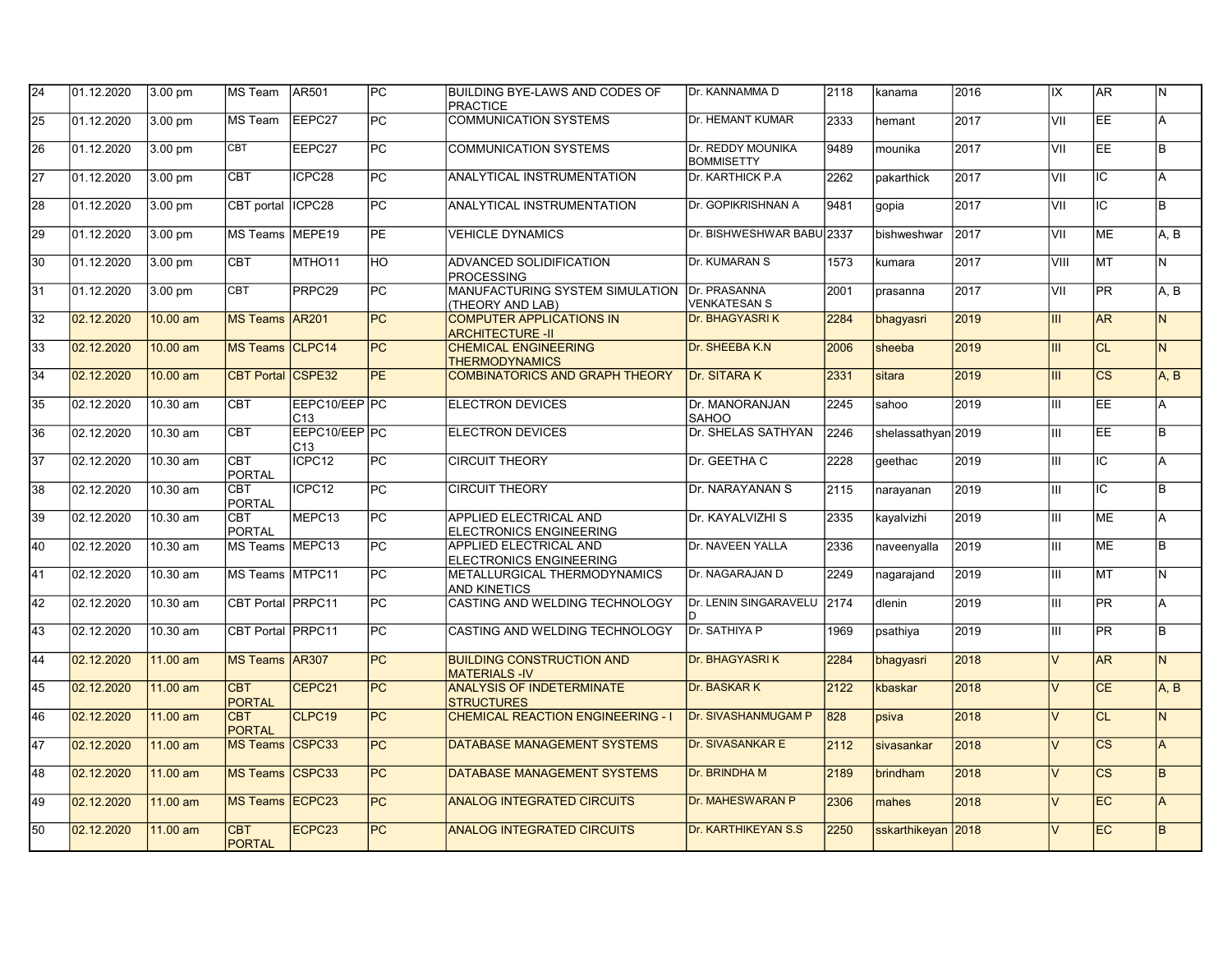| | | | | | | | | | | | | | |
|---|---|---|---|---|---|---|---|---|---|---|---|---|---|
| 24 | 01.12.2020 | 3.00 pm | MS Team | AR501 | PC | BUILDING BYE-LAWS AND CODES OF PRACTICE | Dr. KANNAMMA D | 2118 | kanama | 2016 | IX | AR | N |
| 25 | 01.12.2020 | 3.00 pm | MS Team | EEPC27 | PC | COMMUNICATION SYSTEMS | Dr. HEMANT KUMAR | 2333 | hemant | 2017 | VII | EE | A |
| 26 | 01.12.2020 | 3.00 pm | CBT | EEPC27 | PC | COMMUNICATION SYSTEMS | Dr. REDDY MOUNIKA BOMMISETTY | 9489 | mounika | 2017 | VII | EE | B |
| 27 | 01.12.2020 | 3.00 pm | CBT | ICPC28 | PC | ANALYTICAL INSTRUMENTATION | Dr. KARTHICK P.A | 2262 | pakarthick | 2017 | VII | IC | A |
| 28 | 01.12.2020 | 3.00 pm | CBT portal | ICPC28 | PC | ANALYTICAL INSTRUMENTATION | Dr. GOPIKRISHNAN A | 9481 | gopia | 2017 | VII | IC | B |
| 29 | 01.12.2020 | 3.00 pm | MS Teams | MEPE19 | PE | VEHICLE DYNAMICS | Dr. BISHWESHWAR BABU | 2337 | bishweshwar | 2017 | VII | ME | A, B |
| 30 | 01.12.2020 | 3.00 pm | CBT | MTHO11 | HO | ADVANCED SOLIDIFICATION PROCESSING | Dr. KUMARAN S | 1573 | kumara | 2017 | VIII | MT | N |
| 31 | 01.12.2020 | 3.00 pm | CBT | PRPC29 | PC | MANUFACTURING SYSTEM SIMULATION (THEORY AND LAB) | Dr. PRASANNA VENKATESAN S | 2001 | prasanna | 2017 | VII | PR | A, B |
| 32 | 02.12.2020 | 10.00 am | MS Teams | AR201 | PC | COMPUTER APPLICATIONS IN ARCHITECTURE -II | Dr. BHAGYASRI K | 2284 | bhagyasri | 2019 | III | AR | N |
| 33 | 02.12.2020 | 10.00 am | MS Teams | CLPC14 | PC | CHEMICAL ENGINEERING THERMODYNAMICS | Dr. SHEEBA K.N | 2006 | sheeba | 2019 | III | CL | N |
| 34 | 02.12.2020 | 10.00 am | CBT Portal | CSPE32 | PE | COMBINATORICS AND GRAPH THEORY | Dr. SITARA K | 2331 | sitara | 2019 | III | CS | A, B |
| 35 | 02.12.2020 | 10.30 am | CBT | EEPC10/EEPC13 | PC | ELECTRON DEVICES | Dr. MANORANJAN SAHOO | 2245 | sahoo | 2019 | III | EE | A |
| 36 | 02.12.2020 | 10.30 am | CBT | EEPC10/EEPC13 | PC | ELECTRON DEVICES | Dr. SHELAS SATHYAN | 2246 | shelassathyan | 2019 | III | EE | B |
| 37 | 02.12.2020 | 10.30 am | CBT PORTAL | ICPC12 | PC | CIRCUIT THEORY | Dr. GEETHA C | 2228 | geethac | 2019 | III | IC | A |
| 38 | 02.12.2020 | 10.30 am | CBT PORTAL | ICPC12 | PC | CIRCUIT THEORY | Dr. NARAYANAN S | 2115 | narayanan | 2019 | III | IC | B |
| 39 | 02.12.2020 | 10.30 am | CBT PORTAL | MEPC13 | PC | APPLIED ELECTRICAL AND ELECTRONICS ENGINEERING | Dr. KAYALVIZHI S | 2335 | kayalvizhi | 2019 | III | ME | A |
| 40 | 02.12.2020 | 10.30 am | MS Teams | MEPC13 | PC | APPLIED ELECTRICAL AND ELECTRONICS ENGINEERING | Dr. NAVEEN YALLA | 2336 | naveenyalla | 2019 | III | ME | B |
| 41 | 02.12.2020 | 10.30 am | MS Teams | MTPC11 | PC | METALLURGICAL THERMODYNAMICS AND KINETICS | Dr. NAGARAJAN D | 2249 | nagarajand | 2019 | III | MT | N |
| 42 | 02.12.2020 | 10.30 am | CBT Portal | PRPC11 | PC | CASTING AND WELDING TECHNOLOGY | Dr. LENIN SINGARAVELU D | 2174 | dlenin | 2019 | III | PR | A |
| 43 | 02.12.2020 | 10.30 am | CBT Portal | PRPC11 | PC | CASTING AND WELDING TECHNOLOGY | Dr. SATHIYA P | 1969 | psathiya | 2019 | III | PR | B |
| 44 | 02.12.2020 | 11.00 am | MS Teams | AR307 | PC | BUILDING CONSTRUCTION AND MATERIALS -IV | Dr. BHAGYASRI K | 2284 | bhagyasri | 2018 | V | AR | N |
| 45 | 02.12.2020 | 11.00 am | CBT PORTAL | CEPC21 | PC | ANALYSIS OF INDETERMINATE STRUCTURES | Dr. BASKAR K | 2122 | kbaskar | 2018 | V | CE | A, B |
| 46 | 02.12.2020 | 11.00 am | CBT PORTAL | CLPC19 | PC | CHEMICAL REACTION ENGINEERING - I | Dr. SIVASHANMUGAM P | 828 | psiva | 2018 | V | CL | N |
| 47 | 02.12.2020 | 11.00 am | MS Teams | CSPC33 | PC | DATABASE MANAGEMENT SYSTEMS | Dr. SIVASANKAR E | 2112 | sivasankar | 2018 | V | CS | A |
| 48 | 02.12.2020 | 11.00 am | MS Teams | CSPC33 | PC | DATABASE MANAGEMENT SYSTEMS | Dr. BRINDHA M | 2189 | brindham | 2018 | V | CS | B |
| 49 | 02.12.2020 | 11.00 am | MS Teams | ECPC23 | PC | ANALOG INTEGRATED CIRCUITS | Dr. MAHESWARAN P | 2306 | mahes | 2018 | V | EC | A |
| 50 | 02.12.2020 | 11.00 am | CBT PORTAL | ECPC23 | PC | ANALOG INTEGRATED CIRCUITS | Dr. KARTHIKEYAN S.S | 2250 | sskarthikeyan | 2018 | V | EC | B |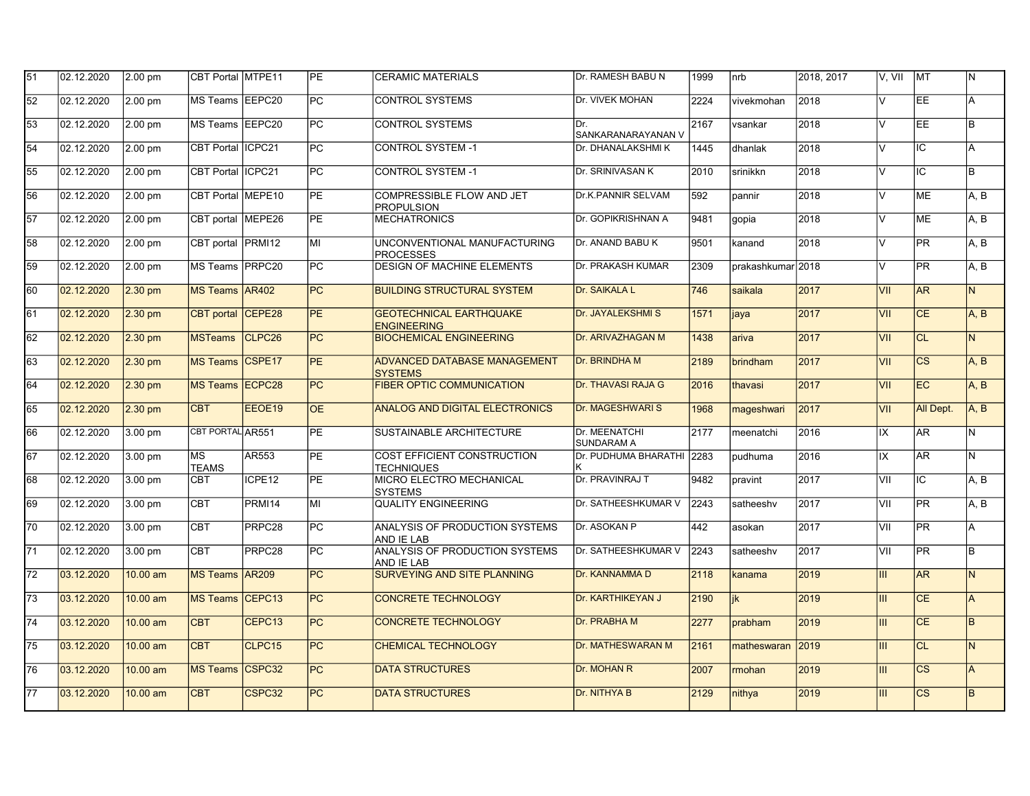| 51 | 02.12.2020 | 2.00 pm | CBT Portal | MTPE11 | PE | CERAMIC MATERIALS | Dr. RAMESH BABU N | 1999 | nrb | 2018, 2017 | V, VII | MT | N |
|---|---|---|---|---|---|---|---|---|---|---|---|---|---|
| 52 | 02.12.2020 | 2.00 pm | MS Teams | EEPC20 | PC | CONTROL SYSTEMS | Dr. VIVEK MOHAN | 2224 | vivekmohan | 2018 | V | EE | A |
| 53 | 02.12.2020 | 2.00 pm | MS Teams | EEPC20 | PC | CONTROL SYSTEMS | Dr. SANKARANARAYANAN V | 2167 | vsankar | 2018 | V | EE | B |
| 54 | 02.12.2020 | 2.00 pm | CBT Portal | ICPC21 | PC | CONTROL SYSTEM -1 | Dr. DHANALAKSHMI K | 1445 | dhanlak | 2018 | V | IC | A |
| 55 | 02.12.2020 | 2.00 pm | CBT Portal | ICPC21 | PC | CONTROL SYSTEM -1 | Dr. SRINIVASAN K | 2010 | srinikkn | 2018 | V | IC | B |
| 56 | 02.12.2020 | 2.00 pm | CBT Portal | MEPE10 | PE | COMPRESSIBLE FLOW AND JET PROPULSION | Dr.K.PANNIR SELVAM | 592 | pannir | 2018 | V | ME | A, B |
| 57 | 02.12.2020 | 2.00 pm | CBT portal | MEPE26 | PE | MECHATRONICS | Dr. GOPIKRISHNAN A | 9481 | gopia | 2018 | V | ME | A, B |
| 58 | 02.12.2020 | 2.00 pm | CBT portal | PRMI12 | MI | UNCONVENTIONAL MANUFACTURING PROCESSES | Dr. ANAND BABU K | 9501 | kanand | 2018 | V | PR | A, B |
| 59 | 02.12.2020 | 2.00 pm | MS Teams | PRPC20 | PC | DESIGN OF MACHINE ELEMENTS | Dr. PRAKASH KUMAR | 2309 | prakashkumar | 2018 | V | PR | A, B |
| 60 | 02.12.2020 | 2.30 pm | MS Teams | AR402 | PC | BUILDING STRUCTURAL SYSTEM | Dr. SAIKALA L | 746 | saikala | 2017 | VII | AR | N |
| 61 | 02.12.2020 | 2.30 pm | CBT portal | CEPE28 | PE | GEOTECHNICAL EARTHQUAKE ENGINEERING | Dr. JAYALEKSHMI S | 1571 | jaya | 2017 | VII | CE | A, B |
| 62 | 02.12.2020 | 2.30 pm | MSTeams | CLPC26 | PC | BIOCHEMICAL ENGINEERING | Dr. ARIVAZHAGAN M | 1438 | ariva | 2017 | VII | CL | N |
| 63 | 02.12.2020 | 2.30 pm | MS Teams | CSPE17 | PE | ADVANCED DATABASE MANAGEMENT SYSTEMS | Dr. BRINDHA M | 2189 | brindham | 2017 | VII | CS | A, B |
| 64 | 02.12.2020 | 2.30 pm | MS Teams | ECPC28 | PC | FIBER OPTIC COMMUNICATION | Dr. THAVASI RAJA G | 2016 | thavasi | 2017 | VII | EC | A, B |
| 65 | 02.12.2020 | 2.30 pm | CBT | EEOE19 | OE | ANALOG AND DIGITAL ELECTRONICS | Dr. MAGESHWARI S | 1968 | mageshwari | 2017 | VII | All Dept. | A, B |
| 66 | 02.12.2020 | 3.00 pm | CBT PORTAL | AR551 | PE | SUSTAINABLE ARCHITECTURE | Dr. MEENATCHI SUNDARAM A | 2177 | meenatchi | 2016 | IX | AR | N |
| 67 | 02.12.2020 | 3.00 pm | MS TEAMS | AR553 | PE | COST EFFICIENT CONSTRUCTION TECHNIQUES | Dr. PUDHUMA BHARATHI K | 2283 | pudhuma | 2016 | IX | AR | N |
| 68 | 02.12.2020 | 3.00 pm | CBT | ICPE12 | PE | MICRO ELECTRO MECHANICAL SYSTEMS | Dr. PRAVINRAJ T | 9482 | pravint | 2017 | VII | IC | A, B |
| 69 | 02.12.2020 | 3.00 pm | CBT | PRMI14 | MI | QUALITY ENGINEERING | Dr. SATHEESHKUMAR V | 2243 | satheeshv | 2017 | VII | PR | A, B |
| 70 | 02.12.2020 | 3.00 pm | CBT | PRPC28 | PC | ANALYSIS OF PRODUCTION SYSTEMS AND IE LAB | Dr. ASOKAN P | 442 | asokan | 2017 | VII | PR | A |
| 71 | 02.12.2020 | 3.00 pm | CBT | PRPC28 | PC | ANALYSIS OF PRODUCTION SYSTEMS AND IE LAB | Dr. SATHEESHKUMAR V | 2243 | satheeshv | 2017 | VII | PR | B |
| 72 | 03.12.2020 | 10.00 am | MS Teams | AR209 | PC | SURVEYING AND SITE PLANNING | Dr. KANNAMMA D | 2118 | kanama | 2019 | III | AR | N |
| 73 | 03.12.2020 | 10.00 am | MS Teams | CEPC13 | PC | CONCRETE TECHNOLOGY | Dr. KARTHIKEYAN J | 2190 | jk | 2019 | III | CE | A |
| 74 | 03.12.2020 | 10.00 am | CBT | CEPC13 | PC | CONCRETE TECHNOLOGY | Dr. PRABHA M | 2277 | prabham | 2019 | III | CE | B |
| 75 | 03.12.2020 | 10.00 am | CBT | CLPC15 | PC | CHEMICAL TECHNOLOGY | Dr. MATHESWARAN M | 2161 | matheswaran | 2019 | III | CL | N |
| 76 | 03.12.2020 | 10.00 am | MS Teams | CSPC32 | PC | DATA STRUCTURES | Dr. MOHAN R | 2007 | rmohan | 2019 | III | CS | A |
| 77 | 03.12.2020 | 10.00 am | CBT | CSPC32 | PC | DATA STRUCTURES | Dr. NITHYA B | 2129 | nithya | 2019 | III | CS | B |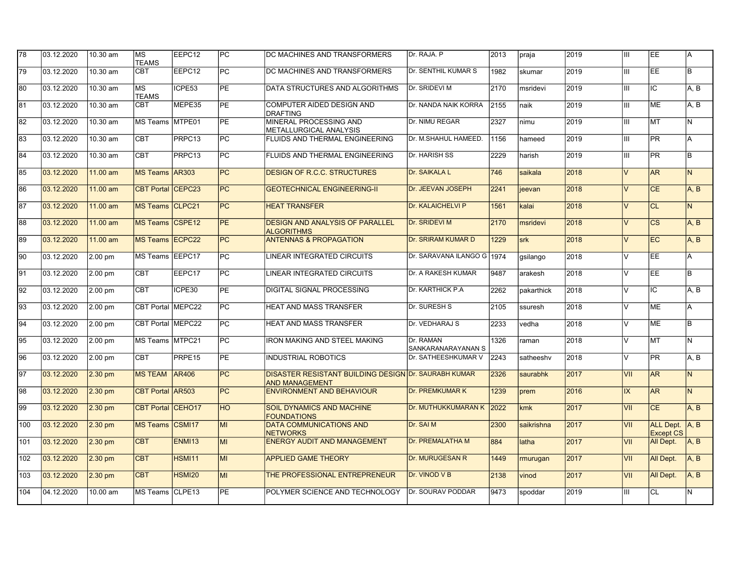| 78 | 03.12.2020 | 10.30 am | MS TEAMS | EEPC12 | PC | DC MACHINES AND TRANSFORMERS | Dr. RAJA. P | 2013 | praja | 2019 | III | EE | A |
|---|---|---|---|---|---|---|---|---|---|---|---|---|---|
| 79 | 03.12.2020 | 10.30 am | CBT | EEPC12 | PC | DC MACHINES AND TRANSFORMERS | Dr. SENTHIL KUMAR S | 1982 | skumar | 2019 | III | EE | B |
| 80 | 03.12.2020 | 10.30 am | MS TEAMS | ICPE53 | PE | DATA STRUCTURES AND ALGORITHMS | Dr. SRIDEVI M | 2170 | msridevi | 2019 | III | IC | A, B |
| 81 | 03.12.2020 | 10.30 am | CBT | MEPE35 | PE | COMPUTER AIDED DESIGN AND DRAFTING | Dr. NANDA NAIK KORRA | 2155 | naik | 2019 | III | ME | A, B |
| 82 | 03.12.2020 | 10.30 am | MS Teams | MTPE01 | PE | MINERAL PROCESSING AND METALLURGICAL ANALYSIS | Dr. NIMU REGAR | 2327 | nimu | 2019 | III | MT | N |
| 83 | 03.12.2020 | 10.30 am | CBT | PRPC13 | PC | FLUIDS AND THERMAL ENGINEERING | Dr. M.SHAHUL HAMEED. | 1156 | hameed | 2019 | III | PR | A |
| 84 | 03.12.2020 | 10.30 am | CBT | PRPC13 | PC | FLUIDS AND THERMAL ENGINEERING | Dr. HARISH SS | 2229 | harish | 2019 | III | PR | B |
| 85 | 03.12.2020 | 11.00 am | MS Teams | AR303 | PC | DESIGN OF R.C.C. STRUCTURES | Dr. SAIKALA L | 746 | saikala | 2018 | V | AR | N |
| 86 | 03.12.2020 | 11.00 am | CBT Portal | CEPC23 | PC | GEOTECHNICAL ENGINEERING-II | Dr. JEEVAN JOSEPH | 2241 | jeevan | 2018 | V | CE | A, B |
| 87 | 03.12.2020 | 11.00 am | MS Teams | CLPC21 | PC | HEAT TRANSFER | Dr. KALAICHELVI P | 1561 | kalai | 2018 | V | CL | N |
| 88 | 03.12.2020 | 11.00 am | MS Teams | CSPE12 | PE | DESIGN AND ANALYSIS OF PARALLEL ALGORITHMS | Dr. SRIDEVI M | 2170 | msridevi | 2018 | V | CS | A, B |
| 89 | 03.12.2020 | 11.00 am | MS Teams | ECPC22 | PC | ANTENNAS & PROPAGATION | Dr. SRIRAM KUMAR D | 1229 | srk | 2018 | V | EC | A, B |
| 90 | 03.12.2020 | 2.00 pm | MS Teams | EEPC17 | PC | LINEAR INTEGRATED CIRCUITS | Dr. SARAVANA ILANGO G | 1974 | gsilango | 2018 | V | EE | A |
| 91 | 03.12.2020 | 2.00 pm | CBT | EEPC17 | PC | LINEAR INTEGRATED CIRCUITS | Dr. A RAKESH KUMAR | 9487 | arakesh | 2018 | V | EE | B |
| 92 | 03.12.2020 | 2.00 pm | CBT | ICPE30 | PE | DIGITAL SIGNAL PROCESSING | Dr. KARTHICK P.A | 2262 | pakarthick | 2018 | V | IC | A, B |
| 93 | 03.12.2020 | 2.00 pm | CBT Portal | MEPC22 | PC | HEAT AND MASS TRANSFER | Dr. SURESH S | 2105 | ssuresh | 2018 | V | ME | A |
| 94 | 03.12.2020 | 2.00 pm | CBT Portal | MEPC22 | PC | HEAT AND MASS TRANSFER | Dr. VEDHARAJ S | 2233 | vedha | 2018 | V | ME | B |
| 95 | 03.12.2020 | 2.00 pm | MS Teams | MTPC21 | PC | IRON MAKING AND STEEL MAKING | Dr. RAMAN SANKARANARAYANAN S | 1326 | raman | 2018 | V | MT | N |
| 96 | 03.12.2020 | 2.00 pm | CBT | PRPE15 | PE | INDUSTRIAL ROBOTICS | Dr. SATHEESHKUMAR V | 2243 | satheeshv | 2018 | V | PR | A, B |
| 97 | 03.12.2020 | 2.30 pm | MS TEAM | AR406 | PC | DISASTER RESISTANT BUILDING DESIGN AND MANAGEMENT | Dr. SAURABH KUMAR | 2326 | saurabhk | 2017 | VII | AR | N |
| 98 | 03.12.2020 | 2.30 pm | CBT Portal | AR503 | PC | ENVIRONMENT AND BEHAVIOUR | Dr. PREMKUMAR K | 1239 | prem | 2016 | IX | AR | N |
| 99 | 03.12.2020 | 2.30 pm | CBT Portal | CEHO17 | HO | SOIL DYNAMICS AND MACHINE FOUNDATIONS | Dr. MUTHUKKUMARAN K | 2022 | kmk | 2017 | VII | CE | A, B |
| 100 | 03.12.2020 | 2.30 pm | MS Teams | CSMI17 | MI | DATA COMMUNICATIONS AND NETWORKS | Dr. SAI M | 2300 | saikrishna | 2017 | VII | ALL Dept. Except CS | A, B |
| 101 | 03.12.2020 | 2.30 pm | CBT | ENMI13 | MI | ENERGY AUDIT AND MANAGEMENT | Dr. PREMALATHA M | 884 | latha | 2017 | VII | All Dept. | A, B |
| 102 | 03.12.2020 | 2.30 pm | CBT | HSMI11 | MI | APPLIED GAME THEORY | Dr. MURUGESAN R | 1449 | rmurugan | 2017 | VII | All Dept. | A, B |
| 103 | 03.12.2020 | 2.30 pm | CBT | HSMI20 | MI | THE PROFESSIONAL ENTREPRENEUR | Dr. VINOD V B | 2138 | vinod | 2017 | VII | All Dept. | A, B |
| 104 | 04.12.2020 | 10.00 am | MS Teams | CLPE13 | PE | POLYMER SCIENCE AND TECHNOLOGY | Dr. SOURAV PODDAR | 9473 | spoddar | 2019 | III | CL | N |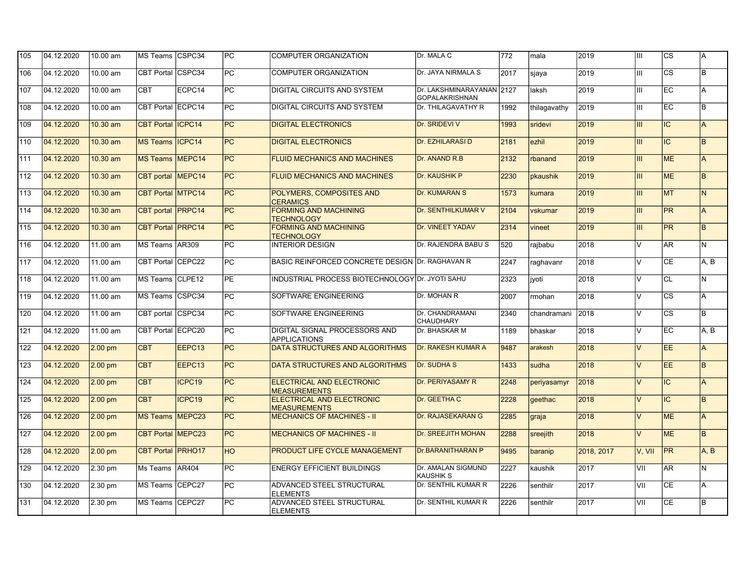| | | | | | | | | | | | | | |
|---|---|---|---|---|---|---|---|---|---|---|---|---|---|
| 105 | 04.12.2020 | 10.00 am | MS Teams | CSPC34 | PC | COMPUTER ORGANIZATION | Dr. MALA C | 772 | mala | 2019 | III | CS | A |
| 106 | 04.12.2020 | 10.00 am | CBT Portal | CSPC34 | PC | COMPUTER ORGANIZATION | Dr. JAYA NIRMALA S | 2017 | sjaya | 2019 | III | CS | B |
| 107 | 04.12.2020 | 10.00 am | CBT | ECPC14 | PC | DIGITAL CIRCUITS AND SYSTEM | Dr. LAKSHMINARAYANAN GOPALAKRISHNAN | 2127 | laksh | 2019 | III | EC | A |
| 108 | 04.12.2020 | 10.00 am | CBT Portal | ECPC14 | PC | DIGITAL CIRCUITS AND SYSTEM | Dr. THILAGAVATHY R | 1992 | thilagavathy | 2019 | III | EC | B |
| 109 | 04.12.2020 | 10.30 am | CBT Portal | ICPC14 | PC | DIGITAL ELECTRONICS | Dr. SRIDEVI V | 1993 | sridevi | 2019 | III | IC | A |
| 110 | 04.12.2020 | 10.30 am | MS Teams | ICPC14 | PC | DIGITAL ELECTRONICS | Dr. EZHILARASI D | 2181 | ezhil | 2019 | III | IC | B |
| 111 | 04.12.2020 | 10.30 am | MS Teams | MEPC14 | PC | FLUID MECHANICS AND MACHINES | Dr. ANAND R.B | 2132 | rbanand | 2019 | III | ME | A |
| 112 | 04.12.2020 | 10.30 am | CBT portal | MEPC14 | PC | FLUID MECHANICS AND MACHINES | Dr. KAUSHIK P | 2230 | pkaushik | 2019 | III | ME | B |
| 113 | 04.12.2020 | 10.30 am | CBT Portal | MTPC14 | PC | POLYMERS, COMPOSITES AND CERAMICS | Dr. KUMARAN S | 1573 | kumara | 2019 | III | MT | N |
| 114 | 04.12.2020 | 10.30 am | CBT portal | PRPC14 | PC | FORMING AND MACHINING TECHNOLOGY | Dr. SENTHILKUMAR V | 2104 | vskumar | 2019 | III | PR | A |
| 115 | 04.12.2020 | 10.30 am | CBT Portal | PRPC14 | PC | FORMING AND MACHINING TECHNOLOGY | Dr. VINEET YADAV | 2314 | vineet | 2019 | III | PR | B |
| 116 | 04.12.2020 | 11.00 am | MS Teams | AR309 | PC | INTERIOR DESIGN | Dr. RAJENDRA BABU S | 520 | rajbabu | 2018 | V | AR | N |
| 117 | 04.12.2020 | 11.00 am | CBT Portal | CEPC22 | PC | BASIC REINFORCED CONCRETE DESIGN | Dr. RAGHAVAN R | 2247 | raghavanr | 2018 | V | CE | A, B |
| 118 | 04.12.2020 | 11.00 am | MS Teams | CLPE12 | PE | INDUSTRIAL PROCESS BIOTECHNOLOGY | Dr. JYOTI SAHU | 2323 | jyoti | 2018 | V | CL | N |
| 119 | 04.12.2020 | 11.00 am | MS Teams | CSPC34 | PC | SOFTWARE ENGINEERING | Dr. MOHAN R | 2007 | rmohan | 2018 | V | CS | A |
| 120 | 04.12.2020 | 11.00 am | CBT portal | CSPC34 | PC | SOFTWARE ENGINEERING | Dr. CHANDRAMANI CHAUDHARY | 2340 | chandramani | 2018 | V | CS | B |
| 121 | 04.12.2020 | 11.00 am | CBT Portal | ECPC20 | PC | DIGITAL SIGNAL PROCESSORS AND APPLICATIONS | Dr. BHASKAR M | 1189 | bhaskar | 2018 | V | EC | A, B |
| 122 | 04.12.2020 | 2.00 pm | CBT | EEPC13 | PC | DATA STRUCTURES AND ALGORITHMS | Dr. RAKESH KUMAR A | 9487 | arakesh | 2018 | V | EE | A |
| 123 | 04.12.2020 | 2.00 pm | CBT | EEPC13 | PC | DATA STRUCTURES AND ALGORITHMS | Dr. SUDHA S | 1433 | sudha | 2018 | V | EE | B |
| 124 | 04.12.2020 | 2.00 pm | CBT | ICPC19 | PC | ELECTRICAL AND ELECTRONIC MEASUREMENTS | Dr. PERIYASAMY R | 2248 | periyasamyr | 2018 | V | IC | A |
| 125 | 04.12.2020 | 2.00 pm | CBT | ICPC19 | PC | ELECTRICAL AND ELECTRONIC MEASUREMENTS | Dr. GEETHA C | 2228 | geethac | 2018 | V | IC | B |
| 126 | 04.12.2020 | 2.00 pm | MS Teams | MEPC23 | PC | MECHANICS OF MACHINES - II | Dr. RAJASEKARAN G | 2285 | graja | 2018 | V | ME | A |
| 127 | 04.12.2020 | 2.00 pm | CBT Portal | MEPC23 | PC | MECHANICS OF MACHINES - II | Dr. SREEJITH MOHAN | 2288 | sreejith | 2018 | V | ME | B |
| 128 | 04.12.2020 | 2.00 pm | CBT Portal | PRHO17 | HO | PRODUCT LIFE CYCLE MANAGEMENT | Dr.BARANITHARAN P | 9495 | baranip | 2018, 2017 | V, VII | PR | A, B |
| 129 | 04.12.2020 | 2.30 pm | Ms Teams | AR404 | PC | ENERGY EFFICIENT BUILDINGS | Dr. AMALAN SIGMUND KAUSHIK S | 2227 | kaushik | 2017 | VII | AR | N |
| 130 | 04.12.2020 | 2.30 pm | MS Teams | CEPC27 | PC | ADVANCED STEEL STRUCTURAL ELEMENTS | Dr. SENTHIL KUMAR R | 2226 | senthilr | 2017 | VII | CE | A |
| 131 | 04.12.2020 | 2.30 pm | MS Teams | CEPC27 | PC | ADVANCED STEEL STRUCTURAL ELEMENTS | Dr. SENTHIL KUMAR R | 2226 | senthilr | 2017 | VII | CE | B |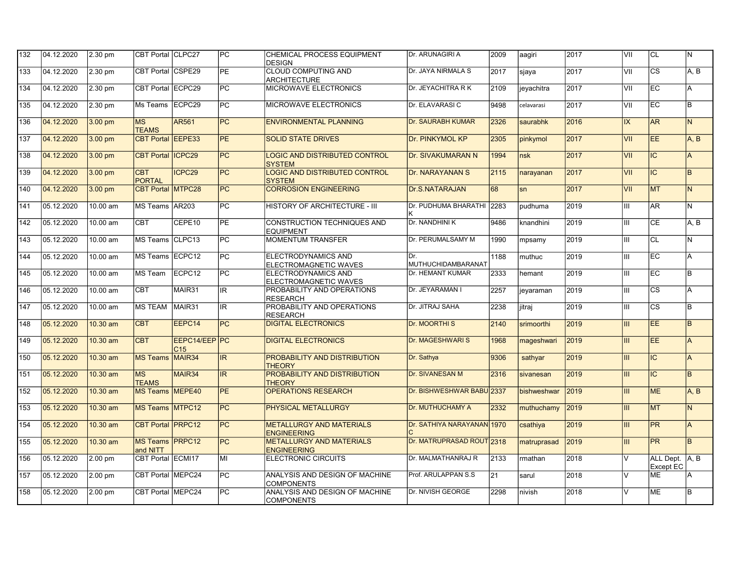| 132 | 04.12.2020 | 2.30 pm | CBT Portal | CLPC27 | PC | CHEMICAL PROCESS EQUIPMENT DESIGN | Dr. ARUNAGIRI A | 2009 | aagiri | 2017 | VII | CL | N |
|---|---|---|---|---|---|---|---|---|---|---|---|---|---|
| 133 | 04.12.2020 | 2.30 pm | CBT Portal | CSPE29 | PE | CLOUD COMPUTING AND ARCHITECTURE | Dr. JAYA NIRMALA S | 2017 | sjaya | 2017 | VII | CS | A, B |
| 134 | 04.12.2020 | 2.30 pm | CBT Portal | ECPC29 | PC | MICROWAVE ELECTRONICS | Dr. JEYACHITRA R K | 2109 | jeyachitra | 2017 | VII | EC | A |
| 135 | 04.12.2020 | 2.30 pm | Ms Teams | ECPC29 | PC | MICROWAVE ELECTRONICS | Dr. ELAVARASI C | 9498 | celavarasi | 2017 | VII | EC | B |
| 136 | 04.12.2020 | 3.00 pm | MS TEAMS | AR561 | PC | ENVIRONMENTAL PLANNING | Dr. SAURABH KUMAR | 2326 | saurabhk | 2016 | IX | AR | N |
| 137 | 04.12.2020 | 3.00 pm | CBT Portal | EEPE33 | PE | SOLID STATE DRIVES | Dr. PINKYMOL KP | 2305 | pinkymol | 2017 | VII | EE | A, B |
| 138 | 04.12.2020 | 3.00 pm | CBT Portal | ICPC29 | PC | LOGIC AND DISTRIBUTED CONTROL SYSTEM | Dr. SIVAKUMARAN N | 1994 | nsk | 2017 | VII | IC | A |
| 139 | 04.12.2020 | 3.00 pm | CBT PORTAL | ICPC29 | PC | LOGIC AND DISTRIBUTED CONTROL SYSTEM | Dr. NARAYANAN S | 2115 | narayanan | 2017 | VII | IC | B |
| 140 | 04.12.2020 | 3.00 pm | CBT Portal | MTPC28 | PC | CORROSION ENGINEERING | Dr.S.NATARAJAN | 68 | sn | 2017 | VII | MT | N |
| 141 | 05.12.2020 | 10.00 am | MS Teams | AR203 | PC | HISTORY OF ARCHITECTURE - III | Dr. PUDHUMA BHARATHI K | 2283 | pudhuma | 2019 | III | AR | N |
| 142 | 05.12.2020 | 10.00 am | CBT | CEPE10 | PE | CONSTRUCTION TECHNIQUES AND EQUIPMENT | Dr. NANDHINI K | 9486 | knandhini | 2019 | III | CE | A, B |
| 143 | 05.12.2020 | 10.00 am | MS Teams | CLPC13 | PC | MOMENTUM TRANSFER | Dr. PERUMALSAMY M | 1990 | mpsamy | 2019 | III | CL | N |
| 144 | 05.12.2020 | 10.00 am | MS Teams | ECPC12 | PC | ELECTRODYNAMICS AND ELECTROMAGNETIC WAVES | Dr. MUTHUCHIDAMBARANAT | 1188 | muthuc | 2019 | III | EC | A |
| 145 | 05.12.2020 | 10.00 am | MS Team | ECPC12 | PC | ELECTRODYNAMICS AND ELECTROMAGNETIC WAVES | Dr. HEMANT KUMAR | 2333 | hemant | 2019 | III | EC | B |
| 146 | 05.12.2020 | 10.00 am | CBT | MAIR31 | IR | PROBABILITY AND OPERATIONS RESEARCH | Dr. JEYARAMAN I | 2257 | jeyaraman | 2019 | III | CS | A |
| 147 | 05.12.2020 | 10.00 am | MS TEAM | MAIR31 | IR | PROBABILITY AND OPERATIONS RESEARCH | Dr. JITRAJ SAHA | 2238 | jitraj | 2019 | III | CS | B |
| 148 | 05.12.2020 | 10.30 am | CBT | EEPC14 | PC | DIGITAL ELECTRONICS | Dr. MOORTHI S | 2140 | srimoorthi | 2019 | III | EE | B |
| 149 | 05.12.2020 | 10.30 am | CBT | EEPC14/EEPC15 | PC | DIGITAL ELECTRONICS | Dr. MAGESHWARI S | 1968 | mageshwari | 2019 | III | EE | A |
| 150 | 05.12.2020 | 10.30 am | MS Teams | MAIR34 | IR | PROBABILITY AND DISTRIBUTION THEORY | Dr. Sathya | 9306 | sathyar | 2019 | III | IC | A |
| 151 | 05.12.2020 | 10.30 am | MS TEAMS | MAIR34 | IR | PROBABILITY AND DISTRIBUTION THEORY | Dr. SIVANESAN M | 2316 | sivanesan | 2019 | III | IC | B |
| 152 | 05.12.2020 | 10.30 am | MS Teams | MEPE40 | PE | OPERATIONS RESEARCH | Dr. BISHWESHWAR BABU | 2337 | bishweshwar | 2019 | III | ME | A, B |
| 153 | 05.12.2020 | 10.30 am | MS Teams | MTPC12 | PC | PHYSICAL METALLURGY | Dr. MUTHUCHAMY A | 2332 | muthuchamy | 2019 | III | MT | N |
| 154 | 05.12.2020 | 10.30 am | CBT Portal | PRPC12 | PC | METALLURGY AND MATERIALS ENGINEERING | Dr. SATHIYA NARAYANAN C | 1970 | csathiya | 2019 | III | PR | A |
| 155 | 05.12.2020 | 10.30 am | MS Teams and NITT | PRPC12 | PC | METALLURGY AND MATERIALS ENGINEERING | Dr. MATRUPRASAD ROUT | 2318 | matruprasad | 2019 | III | PR | B |
| 156 | 05.12.2020 | 2.00 pm | CBT Portal | ECMI17 | MI | ELECTRONIC CIRCUITS | Dr. MALMATHANRAJ R | 2133 | rmathan | 2018 | V | ALL Dept. Except EC | A, B |
| 157 | 05.12.2020 | 2.00 pm | CBT Portal | MEPC24 | PC | ANALYSIS AND DESIGN OF MACHINE COMPONENTS | Prof. ARULAPPAN S.S | 21 | sarul | 2018 | V | ME | A |
| 158 | 05.12.2020 | 2.00 pm | CBT Portal | MEPC24 | PC | ANALYSIS AND DESIGN OF MACHINE COMPONENTS | Dr. NIVISH GEORGE | 2298 | nivish | 2018 | V | ME | B |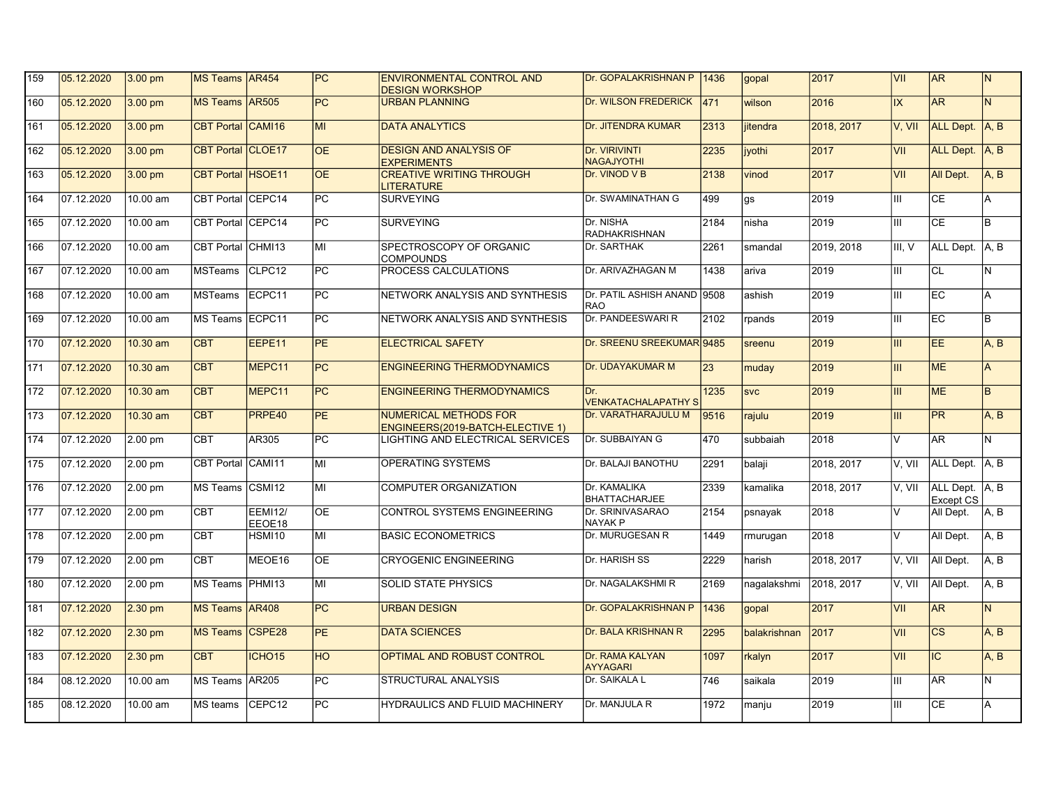| 159 | 05.12.2020 | 3.00 pm | MS Teams | AR454 | PC | ENVIRONMENTAL CONTROL AND DESIGN WORKSHOP | Dr. GOPALAKRISHNAN P | 1436 | gopal | 2017 | VII | AR | N |
|---|---|---|---|---|---|---|---|---|---|---|---|---|---|
| 160 | 05.12.2020 | 3.00 pm | MS Teams | AR505 | PC | URBAN PLANNING | Dr. WILSON FREDERICK | 471 | wilson | 2016 | IX | AR | N |
| 161 | 05.12.2020 | 3.00 pm | CBT Portal | CAMI16 | MI | DATA ANALYTICS | Dr. JITENDRA KUMAR | 2313 | jitendra | 2018, 2017 | V, VII | ALL Dept. | A, B |
| 162 | 05.12.2020 | 3.00 pm | CBT Portal | CLOE17 | OE | DESIGN AND ANALYSIS OF EXPERIMENTS | Dr. VIRIVINTI NAGAJYOTHI | 2235 | jyothi | 2017 | VII | ALL Dept. | A, B |
| 163 | 05.12.2020 | 3.00 pm | CBT Portal | HSOE11 | OE | CREATIVE WRITING THROUGH LITERATURE | Dr. VINOD V B | 2138 | vinod | 2017 | VII | All Dept. | A, B |
| 164 | 07.12.2020 | 10.00 am | CBT Portal | CEPC14 | PC | SURVEYING | Dr. SWAMINATHAN G | 499 | gs | 2019 | III | CE | A |
| 165 | 07.12.2020 | 10.00 am | CBT Portal | CEPC14 | PC | SURVEYING | Dr. NISHA RADHAKRISHNAN | 2184 | nisha | 2019 | III | CE | B |
| 166 | 07.12.2020 | 10.00 am | CBT Portal | CHMI13 | MI | SPECTROSCOPY OF ORGANIC COMPOUNDS | Dr. SARTHAK | 2261 | smandal | 2019, 2018 | III, V | ALL Dept. | A, B |
| 167 | 07.12.2020 | 10.00 am | MSTeams | CLPC12 | PC | PROCESS CALCULATIONS | Dr. ARIVAZHAGAN M | 1438 | ariva | 2019 | III | CL | N |
| 168 | 07.12.2020 | 10.00 am | MSTeams | ECPC11 | PC | NETWORK ANALYSIS AND SYNTHESIS | Dr. PATIL ASHISH ANAND RAO | 9508 | ashish | 2019 | III | EC | A |
| 169 | 07.12.2020 | 10.00 am | MS Teams | ECPC11 | PC | NETWORK ANALYSIS AND SYNTHESIS | Dr. PANDEESWARI R | 2102 | rpands | 2019 | III | EC | B |
| 170 | 07.12.2020 | 10.30 am | CBT | EEPE11 | PE | ELECTRICAL SAFETY | Dr. SREENU SREEKUMAR | 9485 | sreenu | 2019 | III | EE | A, B |
| 171 | 07.12.2020 | 10.30 am | CBT | MEPC11 | PC | ENGINEERING THERMODYNAMICS | Dr. UDAYAKUMAR M | 23 | muday | 2019 | III | ME | A |
| 172 | 07.12.2020 | 10.30 am | CBT | MEPC11 | PC | ENGINEERING THERMODYNAMICS | Dr. VENKATACHALAPATHY S | 1235 | svc | 2019 | III | ME | B |
| 173 | 07.12.2020 | 10.30 am | CBT | PRPE40 | PE | NUMERICAL METHODS FOR ENGINEERS(2019-BATCH-ELECTIVE 1) | Dr. VARATHARAJULU M | 9516 | rajulu | 2019 | III | PR | A, B |
| 174 | 07.12.2020 | 2.00 pm | CBT | AR305 | PC | LIGHTING AND ELECTRICAL SERVICES | Dr. SUBBAIYAN G | 470 | subbaiah | 2018 | V | AR | N |
| 175 | 07.12.2020 | 2.00 pm | CBT Portal | CAMI11 | MI | OPERATING SYSTEMS | Dr. BALAJI BANOTHU | 2291 | balaji | 2018, 2017 | V, VII | ALL Dept. | A, B |
| 176 | 07.12.2020 | 2.00 pm | MS Teams | CSMI12 | MI | COMPUTER ORGANIZATION | Dr. KAMALIKA BHATTACHARJEE | 2339 | kamalika | 2018, 2017 | V, VII | ALL Dept. Except CS | A, B |
| 177 | 07.12.2020 | 2.00 pm | CBT | EEMI12/ EEOE18 | OE | CONTROL SYSTEMS ENGINEERING | Dr. SRINIVASARAO NAYAK P | 2154 | psnayak | 2018 | V | All Dept. | A, B |
| 178 | 07.12.2020 | 2.00 pm | CBT | HSMI10 | MI | BASIC ECONOMETRICS | Dr. MURUGESAN R | 1449 | rmurugan | 2018 | V | All Dept. | A, B |
| 179 | 07.12.2020 | 2.00 pm | CBT | MEOE16 | OE | CRYOGENIC ENGINEERING | Dr. HARISH SS | 2229 | harish | 2018, 2017 | V, VII | All Dept. | A, B |
| 180 | 07.12.2020 | 2.00 pm | MS Teams | PHMI13 | MI | SOLID STATE PHYSICS | Dr. NAGALAKSHMI R | 2169 | nagalakshmi | 2018, 2017 | V, VII | All Dept. | A, B |
| 181 | 07.12.2020 | 2.30 pm | MS Teams | AR408 | PC | URBAN DESIGN | Dr. GOPALAKRISHNAN P | 1436 | gopal | 2017 | VII | AR | N |
| 182 | 07.12.2020 | 2.30 pm | MS Teams | CSPE28 | PE | DATA SCIENCES | Dr. BALA KRISHNAN R | 2295 | balakrishnan | 2017 | VII | CS | A, B |
| 183 | 07.12.2020 | 2.30 pm | CBT | ICHO15 | HO | OPTIMAL AND ROBUST CONTROL | Dr. RAMA KALYAN AYYAGARI | 1097 | rkalyn | 2017 | VII | IC | A, B |
| 184 | 08.12.2020 | 10.00 am | MS Teams | AR205 | PC | STRUCTURAL ANALYSIS | Dr. SAIKALA L | 746 | saikala | 2019 | III | AR | N |
| 185 | 08.12.2020 | 10.00 am | MS teams | CEPC12 | PC | HYDRAULICS AND FLUID MACHINERY | Dr. MANJULA R | 1972 | manju | 2019 | III | CE | A |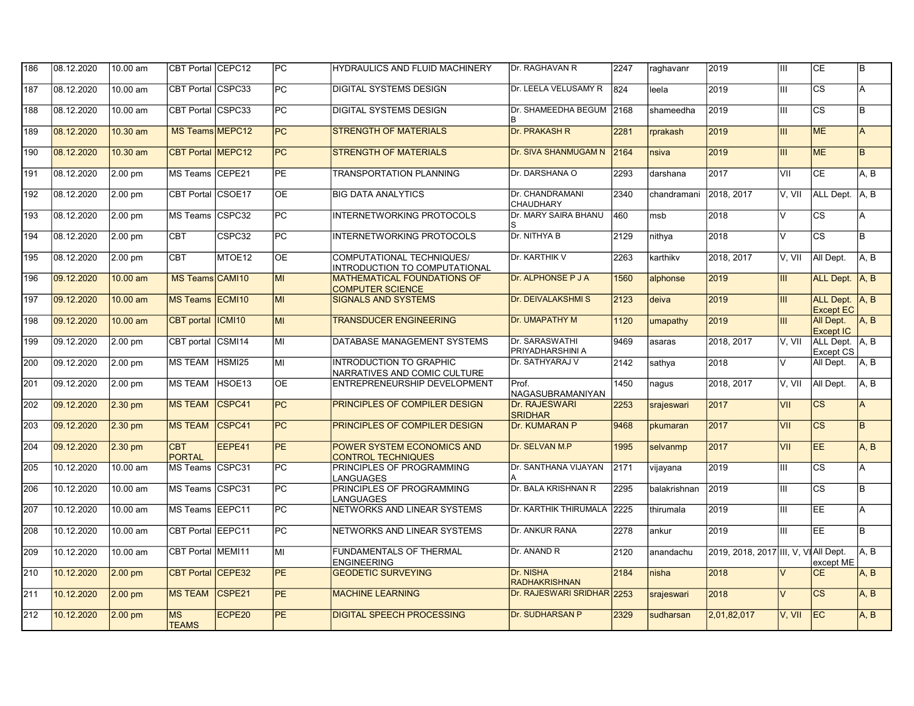| | | | | | | | | | | | | | |
|---|---|---|---|---|---|---|---|---|---|---|---|---|---|
| 186 | 08.12.2020 | 10.00 am | CBT Portal | CEPC12 | PC | HYDRAULICS AND FLUID MACHINERY | Dr. RAGHAVAN R | 2247 | raghavanr | 2019 | III | CE | B |
| 187 | 08.12.2020 | 10.00 am | CBT Portal | CSPC33 | PC | DIGITAL SYSTEMS DESIGN | Dr. LEELA VELUSAMY R | 824 | leela | 2019 | III | CS | A |
| 188 | 08.12.2020 | 10.00 am | CBT Portal | CSPC33 | PC | DIGITAL SYSTEMS DESIGN | Dr. SHAMEEDHA BEGUM B | 2168 | shameedha | 2019 | III | CS | B |
| 189 | 08.12.2020 | 10.30 am | MS Teams | MEPC12 | PC | STRENGTH OF MATERIALS | Dr. PRAKASH R | 2281 | rprakash | 2019 | III | ME | A |
| 190 | 08.12.2020 | 10.30 am | CBT Portal | MEPC12 | PC | STRENGTH OF MATERIALS | Dr. SIVA SHANMUGAM N | 2164 | nsiva | 2019 | III | ME | B |
| 191 | 08.12.2020 | 2.00 pm | MS Teams | CEPE21 | PE | TRANSPORTATION PLANNING | Dr. DARSHANA O | 2293 | darshana | 2017 | VII | CE | A, B |
| 192 | 08.12.2020 | 2.00 pm | CBT Portal | CSOE17 | OE | BIG DATA ANALYTICS | Dr. CHANDRAMANI CHAUDHARY | 2340 | chandramani | 2018, 2017 | V, VII | ALL Dept. | A, B |
| 193 | 08.12.2020 | 2.00 pm | MS Teams | CSPC32 | PC | INTERNETWORKING PROTOCOLS | Dr. MARY SAIRA BHANU S | 460 | msb | 2018 | V | CS | A |
| 194 | 08.12.2020 | 2.00 pm | CBT | CSPC32 | PC | INTERNETWORKING PROTOCOLS | Dr. NITHYA B | 2129 | nithya | 2018 | V | CS | B |
| 195 | 08.12.2020 | 2.00 pm | CBT | MTOE12 | OE | COMPUTATIONAL TECHNIQUES/ INTRODUCTION TO COMPUTATIONAL | Dr. KARTHIK V | 2263 | karthikv | 2018, 2017 | V, VII | All Dept. | A, B |
| 196 | 09.12.2020 | 10.00 am | MS Teams | CAMI10 | MI | MATHEMATICAL FOUNDATIONS OF COMPUTER SCIENCE | Dr. ALPHONSE P J A | 1560 | alphonse | 2019 | III | ALL Dept. | A, B |
| 197 | 09.12.2020 | 10.00 am | MS Teams | ECMI10 | MI | SIGNALS AND SYSTEMS | Dr. DEIVALAKSHMI S | 2123 | deiva | 2019 | III | ALL Dept. Except EC | A, B |
| 198 | 09.12.2020 | 10.00 am | CBT portal | ICMI10 | MI | TRANSDUCER ENGINEERING | Dr. UMAPATHY M | 1120 | umapathy | 2019 | III | All Dept. Except IC | A, B |
| 199 | 09.12.2020 | 2.00 pm | CBT portal | CSMI14 | MI | DATABASE MANAGEMENT SYSTEMS | Dr. SARASWATHI PRIYADHARSHINI A | 9469 | asaras | 2018, 2017 | V, VII | ALL Dept. Except CS | A, B |
| 200 | 09.12.2020 | 2.00 pm | MS TEAM | HSMI25 | MI | INTRODUCTION TO GRAPHIC NARRATIVES AND COMIC CULTURE | Dr. SATHYARAJ V | 2142 | sathya | 2018 | V | All Dept. | A, B |
| 201 | 09.12.2020 | 2.00 pm | MS TEAM | HSOE13 | OE | ENTREPRENEURSHIP DEVELOPMENT | Prof. NAGASUBRAMANIYAN | 1450 | nagus | 2018, 2017 | V, VII | All Dept. | A, B |
| 202 | 09.12.2020 | 2.30 pm | MS TEAM | CSPC41 | PC | PRINCIPLES OF COMPILER DESIGN | Dr. RAJESWARI SRIDHAR | 2253 | srajeswari | 2017 | VII | CS | A |
| 203 | 09.12.2020 | 2.30 pm | MS TEAM | CSPC41 | PC | PRINCIPLES OF COMPILER DESIGN | Dr. KUMARAN P | 9468 | pkumaran | 2017 | VII | CS | B |
| 204 | 09.12.2020 | 2.30 pm | CBT PORTAL | EEPE41 | PE | POWER SYSTEM ECONOMICS AND CONTROL TECHNIQUES | Dr. SELVAN M.P | 1995 | selvanmp | 2017 | VII | EE | A, B |
| 205 | 10.12.2020 | 10.00 am | MS Teams | CSPC31 | PC | PRINCIPLES OF PROGRAMMING LANGUAGES | Dr. SANTHANA VIJAYAN A | 2171 | vijayana | 2019 | III | CS | A |
| 206 | 10.12.2020 | 10.00 am | MS Teams | CSPC31 | PC | PRINCIPLES OF PROGRAMMING LANGUAGES | Dr. BALA KRISHNAN R | 2295 | balakrishnan | 2019 | III | CS | B |
| 207 | 10.12.2020 | 10.00 am | MS Teams | EEPC11 | PC | NETWORKS AND LINEAR SYSTEMS | Dr. KARTHIK THIRUMALA | 2225 | thirumala | 2019 | III | EE | A |
| 208 | 10.12.2020 | 10.00 am | CBT Portal | EEPC11 | PC | NETWORKS AND LINEAR SYSTEMS | Dr. ANKUR RANA | 2278 | ankur | 2019 | III | EE | B |
| 209 | 10.12.2020 | 10.00 am | CBT Portal | MEMI11 | MI | FUNDAMENTALS OF THERMAL ENGINEERING | Dr. ANAND R | 2120 | anandachu | 2019, 2018, 2017 | III, V, VII | All Dept. except ME | A, B |
| 210 | 10.12.2020 | 2.00 pm | CBT Portal | CEPE32 | PE | GEODETIC SURVEYING | Dr. NISHA RADHAKRISHNAN | 2184 | nisha | 2018 | V | CE | A, B |
| 211 | 10.12.2020 | 2.00 pm | MS TEAM | CSPE21 | PE | MACHINE LEARNING | Dr. RAJESWARI SRIDHAR | 2253 | srajeswari | 2018 | V | CS | A, B |
| 212 | 10.12.2020 | 2.00 pm | MS TEAMS | ECPE20 | PE | DIGITAL SPEECH PROCESSING | Dr. SUDHARSAN P | 2329 | sudharsan | 2,01,82,017 | V, VII | EC | A, B |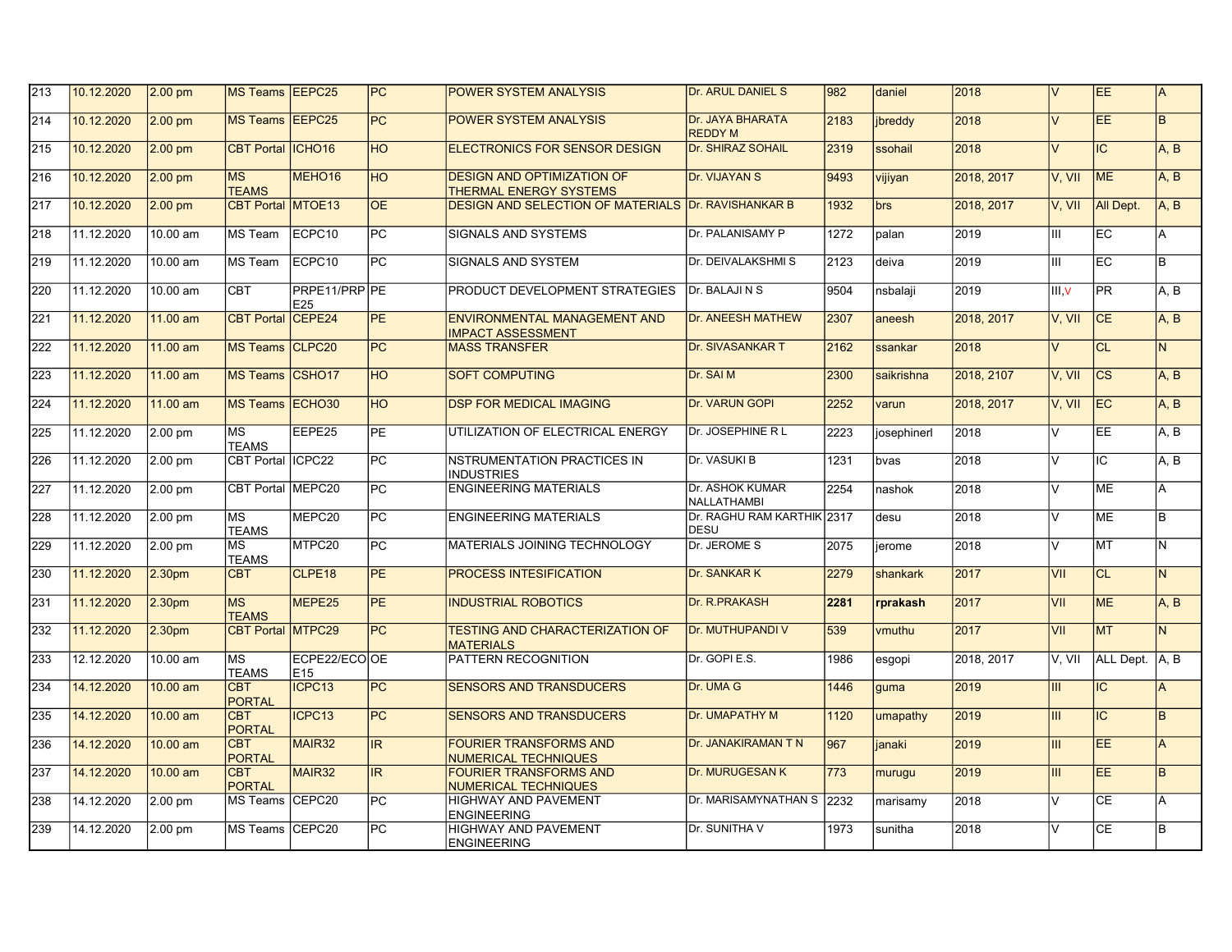| 213 | 10.12.2020 | 2.00 pm | MS Teams | EEPC25 | PC | POWER SYSTEM ANALYSIS | Dr. ARUL DANIEL S | 982 | daniel | 2018 | V | EE | A |
|---|---|---|---|---|---|---|---|---|---|---|---|---|---|
| 214 | 10.12.2020 | 2.00 pm | MS Teams | EEPC25 | PC | POWER SYSTEM ANALYSIS | Dr. JAYA BHARATA REDDY M | 2183 | jbreddy | 2018 | V | EE | B |
| 215 | 10.12.2020 | 2.00 pm | CBT Portal | ICHO16 | HO | ELECTRONICS FOR SENSOR DESIGN | Dr. SHIRAZ SOHAIL | 2319 | ssohail | 2018 | V | IC | A, B |
| 216 | 10.12.2020 | 2.00 pm | MS TEAMS | MEHO16 | HO | DESIGN AND OPTIMIZATION OF THERMAL ENERGY SYSTEMS | Dr. VIJAYAN S | 9493 | vijiyan | 2018, 2017 | V, VII | ME | A, B |
| 217 | 10.12.2020 | 2.00 pm | CBT Portal | MTOE13 | OE | DESIGN AND SELECTION OF MATERIALS | Dr. RAVISHANKAR B | 1932 | brs | 2018, 2017 | V, VII | All Dept. | A, B |
| 218 | 11.12.2020 | 10.00 am | MS Team | ECPC10 | PC | SIGNALS AND SYSTEMS | Dr. PALANISAMY P | 1272 | palan | 2019 | III | EC | A |
| 219 | 11.12.2020 | 10.00 am | MS Team | ECPC10 | PC | SIGNALS AND SYSTEM | Dr. DEIVALAKSHMI S | 2123 | deiva | 2019 | III | EC | B |
| 220 | 11.12.2020 | 10.00 am | CBT | PRPE11/PRPE25 | PE | PRODUCT DEVELOPMENT STRATEGIES | Dr. BALAJI N S | 9504 | nsbalaji | 2019 | III, V | PR | A, B |
| 221 | 11.12.2020 | 11.00 am | CBT Portal | CEPE24 | PE | ENVIRONMENTAL MANAGEMENT AND IMPACT ASSESSMENT | Dr. ANEESH MATHEW | 2307 | aneesh | 2018, 2017 | V, VII | CE | A, B |
| 222 | 11.12.2020 | 11.00 am | MS Teams | CLPC20 | PC | MASS TRANSFER | Dr. SIVASANKAR T | 2162 | ssankar | 2018 | V | CL | N |
| 223 | 11.12.2020 | 11.00 am | MS Teams | CSHO17 | HO | SOFT COMPUTING | Dr. SAI M | 2300 | saikrishna | 2018, 2107 | V, VII | CS | A, B |
| 224 | 11.12.2020 | 11.00 am | MS Teams | ECHO30 | HO | DSP FOR MEDICAL IMAGING | Dr. VARUN GOPI | 2252 | varun | 2018, 2017 | V, VII | EC | A, B |
| 225 | 11.12.2020 | 2.00 pm | MS TEAMS | EEPE25 | PE | UTILIZATION OF ELECTRICAL ENERGY | Dr. JOSEPHINE R L | 2223 | josephinerl | 2018 | V | EE | A, B |
| 226 | 11.12.2020 | 2.00 pm | CBT Portal | ICPC22 | PC | NSTRUMENTATION PRACTICES IN INDUSTRIES | Dr. VASUKI B | 1231 | bvas | 2018 | V | IC | A, B |
| 227 | 11.12.2020 | 2.00 pm | CBT Portal | MEPC20 | PC | ENGINEERING MATERIALS | Dr. ASHOK KUMAR NALLATHAMBI | 2254 | nashok | 2018 | V | ME | A |
| 228 | 11.12.2020 | 2.00 pm | MS TEAMS | MEPC20 | PC | ENGINEERING MATERIALS | Dr. RAGHU RAM KARTHIK DESU | 2317 | desu | 2018 | V | ME | B |
| 229 | 11.12.2020 | 2.00 pm | MS TEAMS | MTPC20 | PC | MATERIALS JOINING TECHNOLOGY | Dr. JEROME S | 2075 | jerome | 2018 | V | MT | N |
| 230 | 11.12.2020 | 2.30pm | CBT | CLPE18 | PE | PROCESS INTESIFICATION | Dr. SANKAR K | 2279 | shankark | 2017 | VII | CL | N |
| 231 | 11.12.2020 | 2.30pm | MS TEAMS | MEPE25 | PE | INDUSTRIAL ROBOTICS | Dr. R.PRAKASH | **2281** | **rprakash** | 2017 | VII | ME | A, B |
| 232 | 11.12.2020 | 2.30pm | CBT Portal | MTPC29 | PC | TESTING AND CHARACTERIZATION OF MATERIALS | Dr. MUTHUPANDI V | 539 | vmuthu | 2017 | VII | MT | N |
| 233 | 12.12.2020 | 10.00 am | MS TEAMS | ECPE22/ECOE15 | OE | PATTERN RECOGNITION | Dr. GOPI E.S. | 1986 | esgopi | 2018, 2017 | V, VII | ALL Dept. | A, B |
| 234 | 14.12.2020 | 10.00 am | CBT PORTAL | ICPC13 | PC | SENSORS AND TRANSDUCERS | Dr. UMA G | 1446 | guma | 2019 | III | IC | A |
| 235 | 14.12.2020 | 10.00 am | CBT PORTAL | ICPC13 | PC | SENSORS AND TRANSDUCERS | Dr. UMAPATHY M | 1120 | umapathy | 2019 | III | IC | B |
| 236 | 14.12.2020 | 10.00 am | CBT PORTAL | MAIR32 | IR | FOURIER TRANSFORMS AND NUMERICAL TECHNIQUES | Dr. JANAKIRAMAN T N | 967 | janaki | 2019 | III | EE | A |
| 237 | 14.12.2020 | 10.00 am | CBT PORTAL | MAIR32 | IR | FOURIER TRANSFORMS AND NUMERICAL TECHNIQUES | Dr. MURUGESAN K | 773 | murugu | 2019 | III | EE | B |
| 238 | 14.12.2020 | 2.00 pm | MS Teams | CEPC20 | PC | HIGHWAY AND PAVEMENT ENGINEERING | Dr. MARISAMYNATHAN S | 2232 | marisamy | 2018 | V | CE | A |
| 239 | 14.12.2020 | 2.00 pm | MS Teams | CEPC20 | PC | HIGHWAY AND PAVEMENT ENGINEERING | Dr. SUNITHA V | 1973 | sunitha | 2018 | V | CE | B |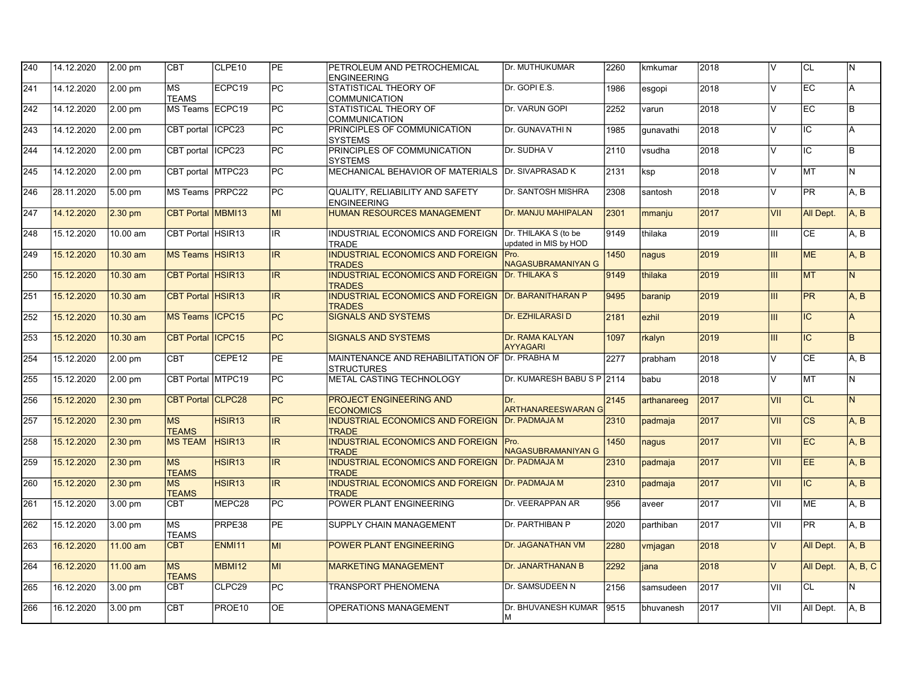| 240 | 14.12.2020 | 2.00 pm | CBT | CLPE10 | PE | PETROLEUM AND PETROCHEMICAL ENGINEERING | Dr. MUTHUKUMAR | 2260 | kmkumar | 2018 | V | CL | N |
|---|---|---|---|---|---|---|---|---|---|---|---|---|---|
| 241 | 14.12.2020 | 2.00 pm | MS TEAMS | ECPC19 | PC | STATISTICAL THEORY OF COMMUNICATION | Dr. GOPI E.S. | 1986 | esgopi | 2018 | V | EC | A |
| 242 | 14.12.2020 | 2.00 pm | MS Teams | ECPC19 | PC | STATISTICAL THEORY OF COMMUNICATION | Dr. VARUN GOPI | 2252 | varun | 2018 | V | EC | B |
| 243 | 14.12.2020 | 2.00 pm | CBT portal | ICPC23 | PC | PRINCIPLES OF COMMUNICATION SYSTEMS | Dr. GUNAVATHI N | 1985 | gunavathi | 2018 | V | IC | A |
| 244 | 14.12.2020 | 2.00 pm | CBT portal | ICPC23 | PC | PRINCIPLES OF COMMUNICATION SYSTEMS | Dr. SUDHA V | 2110 | vsudha | 2018 | V | IC | B |
| 245 | 14.12.2020 | 2.00 pm | CBT portal | MTPC23 | PC | MECHANICAL BEHAVIOR OF MATERIALS | Dr. SIVAPRASAD K | 2131 | ksp | 2018 | V | MT | N |
| 246 | 28.11.2020 | 5.00 pm | MS Teams | PRPC22 | PC | QUALITY, RELIABILITY AND SAFETY ENGINEERING | Dr. SANTOSH MISHRA | 2308 | santosh | 2018 | V | PR | A, B |
| 247 | 14.12.2020 | 2.30 pm | CBT Portal | MBMI13 | MI | HUMAN RESOURCES MANAGEMENT | Dr. MANJU MAHIPALAN | 2301 | mmanju | 2017 | VII | All Dept. | A, B |
| 248 | 15.12.2020 | 10.00 am | CBT Portal | HSIR13 | IR | INDUSTRIAL ECONOMICS AND FOREIGN TRADE | Dr. THILAKA S (to be updated in MIS by HOD | 9149 | thilaka | 2019 | III | CE | A, B |
| 249 | 15.12.2020 | 10.30 am | MS Teams | HSIR13 | IR | INDUSTRIAL ECONOMICS AND FOREIGN TRADES | Pro. NAGASUBRAMANIYAN G | 1450 | nagus | 2019 | III | ME | A, B |
| 250 | 15.12.2020 | 10.30 am | CBT Portal | HSIR13 | IR | INDUSTRIAL ECONOMICS AND FOREIGN TRADES | Dr. THILAKA S | 9149 | thilaka | 2019 | III | MT | N |
| 251 | 15.12.2020 | 10.30 am | CBT Portal | HSIR13 | IR | INDUSTRIAL ECONOMICS AND FOREIGN TRADES | Dr. BARANITHARAN P | 9495 | baranip | 2019 | III | PR | A, B |
| 252 | 15.12.2020 | 10.30 am | MS Teams | ICPC15 | PC | SIGNALS AND SYSTEMS | Dr. EZHILARASI D | 2181 | ezhil | 2019 | III | IC | A |
| 253 | 15.12.2020 | 10.30 am | CBT Portal | ICPC15 | PC | SIGNALS AND SYSTEMS | Dr. RAMA KALYAN AYYAGARI | 1097 | rkalyn | 2019 | III | IC | B |
| 254 | 15.12.2020 | 2.00 pm | CBT | CEPE12 | PE | MAINTENANCE AND REHABILITATION OF STRUCTURES | Dr. PRABHA M | 2277 | prabham | 2018 | V | CE | A, B |
| 255 | 15.12.2020 | 2.00 pm | CBT Portal | MTPC19 | PC | METAL CASTING TECHNOLOGY | Dr. KUMARESH BABU S P | 2114 | babu | 2018 | V | MT | N |
| 256 | 15.12.2020 | 2.30 pm | CBT Portal | CLPC28 | PC | PROJECT ENGINEERING AND ECONOMICS | Dr. ARTHANAREESWARAN G | 2145 | arthanareeg | 2017 | VII | CL | N |
| 257 | 15.12.2020 | 2.30 pm | MS TEAMS | HSIR13 | IR | INDUSTRIAL ECONOMICS AND FOREIGN TRADE | Dr. PADMAJA M | 2310 | padmaja | 2017 | VII | CS | A, B |
| 258 | 15.12.2020 | 2.30 pm | MS TEAM | HSIR13 | IR | INDUSTRIAL ECONOMICS AND FOREIGN TRADE | Pro. NAGASUBRAMANIYAN G | 1450 | nagus | 2017 | VII | EC | A, B |
| 259 | 15.12.2020 | 2.30 pm | MS TEAMS | HSIR13 | IR | INDUSTRIAL ECONOMICS AND FOREIGN TRADE | Dr. PADMAJA M | 2310 | padmaja | 2017 | VII | EE | A, B |
| 260 | 15.12.2020 | 2.30 pm | MS TEAMS | HSIR13 | IR | INDUSTRIAL ECONOMICS AND FOREIGN TRADE | Dr. PADMAJA M | 2310 | padmaja | 2017 | VII | IC | A, B |
| 261 | 15.12.2020 | 3.00 pm | CBT | MEPC28 | PC | POWER PLANT ENGINEERING | Dr. VEERAPPAN AR | 956 | aveer | 2017 | VII | ME | A, B |
| 262 | 15.12.2020 | 3.00 pm | MS TEAMS | PRPE38 | PE | SUPPLY CHAIN MANAGEMENT | Dr. PARTHIBAN P | 2020 | parthiban | 2017 | VII | PR | A, B |
| 263 | 16.12.2020 | 11.00 am | CBT | ENMI11 | MI | POWER PLANT ENGINEERING | Dr. JAGANATHAN VM | 2280 | vmjagan | 2018 | V | All Dept. | A, B |
| 264 | 16.12.2020 | 11.00 am | MS TEAMS | MBMI12 | MI | MARKETING MANAGEMENT | Dr. JANARTHANAN B | 2292 | jana | 2018 | V | All Dept. | A, B, C |
| 265 | 16.12.2020 | 3.00 pm | CBT | CLPC29 | PC | TRANSPORT PHENOMENA | Dr. SAMSUDEEN N | 2156 | samsudeen | 2017 | VII | CL | N |
| 266 | 16.12.2020 | 3.00 pm | CBT | PROE10 | OE | OPERATIONS MANAGEMENT | Dr. BHUVANESH KUMAR M | 9515 | bhuvanesh | 2017 | VII | All Dept. | A, B |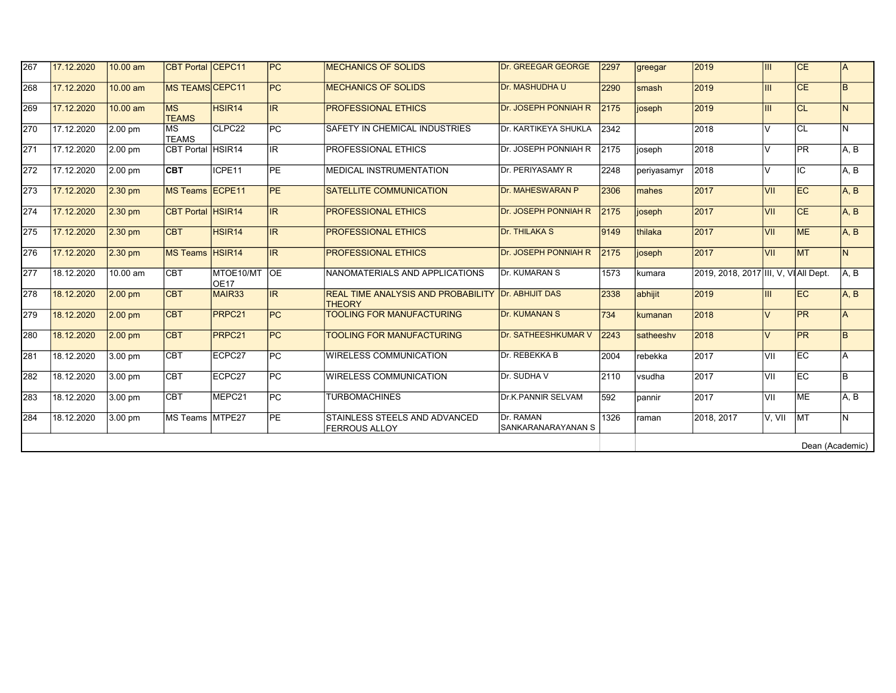| | | | | | | | | | | | | | |
|---|---|---|---|---|---|---|---|---|---|---|---|---|---|
| 267 | 17.12.2020 | 10.00 am | CBT Portal | CEPC11 | PC | MECHANICS OF SOLIDS | Dr. GREEGAR GEORGE | 2297 | greegar | 2019 | III | CE | A |
| 268 | 17.12.2020 | 10.00 am | MS TEAMS | CEPC11 | PC | MECHANICS OF SOLIDS | Dr. MASHUDHA U | 2290 | smash | 2019 | III | CE | B |
| 269 | 17.12.2020 | 10.00 am | MS TEAMS | HSIR14 | IR | PROFESSIONAL ETHICS | Dr. JOSEPH PONNIAH R | 2175 | joseph | 2019 | III | CL | N |
| 270 | 17.12.2020 | 2.00 pm | MS TEAMS | CLPC22 | PC | SAFETY IN CHEMICAL INDUSTRIES | Dr. KARTIKEYA SHUKLA | 2342 | | 2018 | V | CL | N |
| 271 | 17.12.2020 | 2.00 pm | CBT Portal | HSIR14 | IR | PROFESSIONAL ETHICS | Dr. JOSEPH PONNIAH R | 2175 | joseph | 2018 | V | PR | A, B |
| 272 | 17.12.2020 | 2.00 pm | **CBT** | ICPE11 | PE | MEDICAL INSTRUMENTATION | Dr. PERIYASAMY R | 2248 | periyasamyr | 2018 | V | IC | A, B |
| 273 | 17.12.2020 | 2.30 pm | MS Teams | ECPE11 | PE | SATELLITE COMMUNICATION | Dr. MAHESWARAN P | 2306 | mahes | 2017 | VII | EC | A, B |
| 274 | 17.12.2020 | 2.30 pm | CBT Portal | HSIR14 | IR | PROFESSIONAL ETHICS | Dr. JOSEPH PONNIAH R | 2175 | joseph | 2017 | VII | CE | A, B |
| 275 | 17.12.2020 | 2.30 pm | CBT | HSIR14 | IR | PROFESSIONAL ETHICS | Dr. THILAKA S | 9149 | thilaka | 2017 | VII | ME | A, B |
| 276 | 17.12.2020 | 2.30 pm | MS Teams | HSIR14 | IR | PROFESSIONAL ETHICS | Dr. JOSEPH PONNIAH R | 2175 | joseph | 2017 | VII | MT | N |
| 277 | 18.12.2020 | 10.00 am | CBT | MTOE10/MTOE17 | OE | NANOMATERIALS AND APPLICATIONS | Dr. KUMARAN S | 1573 | kumara | 2019, 2018, 2017 | III, V, VII | All Dept. | A, B |
| 278 | 18.12.2020 | 2.00 pm | CBT | MAIR33 | IR | REAL TIME ANALYSIS AND PROBABILITY THEORY | Dr. ABHIJIT DAS | 2338 | abhijit | 2019 | III | EC | A, B |
| 279 | 18.12.2020 | 2.00 pm | CBT | PRPC21 | PC | TOOLING FOR MANUFACTURING | Dr. KUMANAN S | 734 | kumanan | 2018 | V | PR | A |
| 280 | 18.12.2020 | 2.00 pm | CBT | PRPC21 | PC | TOOLING FOR MANUFACTURING | Dr. SATHEESHKUMAR V | 2243 | satheeshv | 2018 | V | PR | B |
| 281 | 18.12.2020 | 3.00 pm | CBT | ECPC27 | PC | WIRELESS COMMUNICATION | Dr. REBEKKA B | 2004 | rebekka | 2017 | VII | EC | A |
| 282 | 18.12.2020 | 3.00 pm | CBT | ECPC27 | PC | WIRELESS COMMUNICATION | Dr. SUDHA V | 2110 | vsudha | 2017 | VII | EC | B |
| 283 | 18.12.2020 | 3.00 pm | CBT | MEPC21 | PC | TURBOMACHINES | Dr.K.PANNIR SELVAM | 592 | pannir | 2017 | VII | ME | A, B |
| 284 | 18.12.2020 | 3.00 pm | MS Teams | MTPE27 | PE | STAINLESS STEELS AND ADVANCED FERROUS ALLOY | Dr. RAMAN SANKARANARAYANAN S | 1326 | raman | 2018, 2017 | V, VII | MT | N |

Dean (Academic)